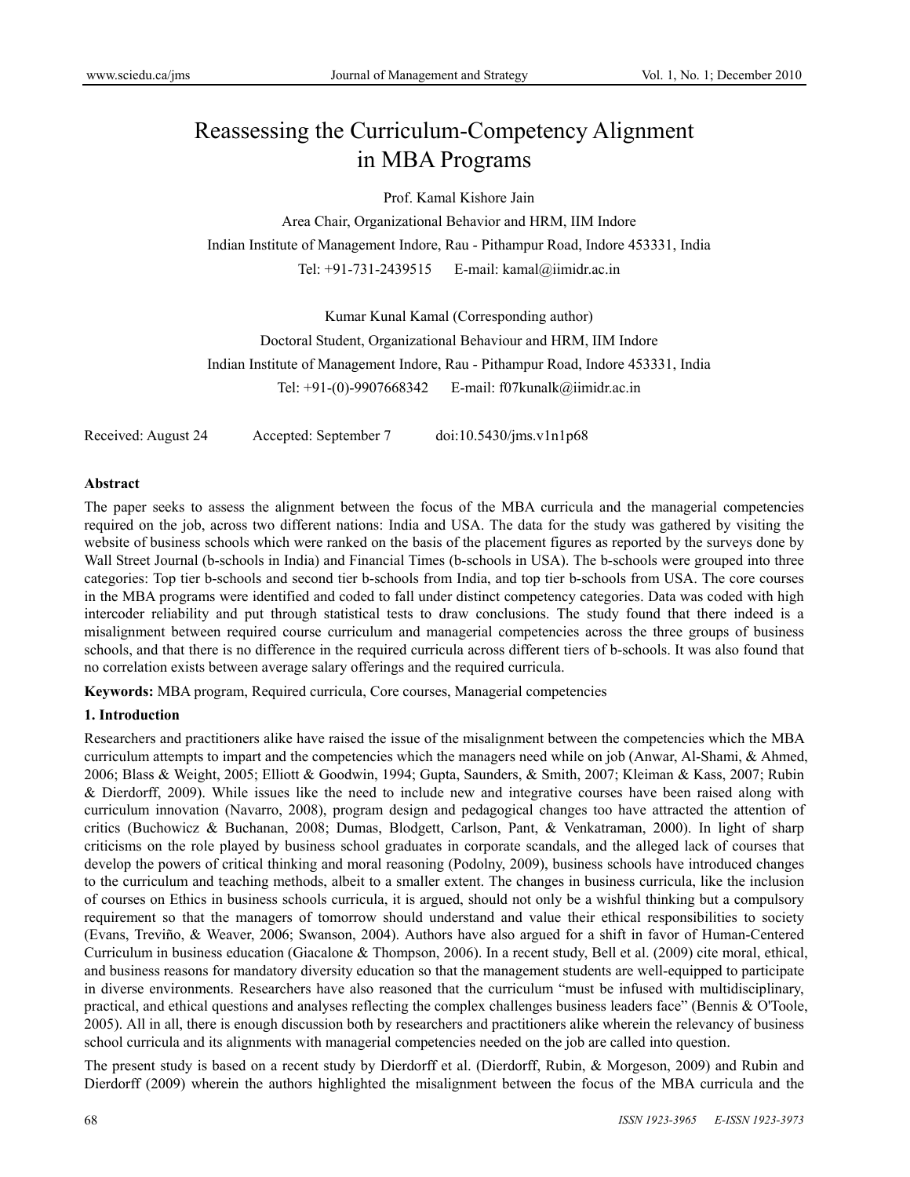# Reassessing the Curriculum-Competency Alignment in MBA Programs

Prof. Kamal Kishore Jain

Area Chair, Organizational Behavior and HRM, IIM Indore

Indian Institute of Management Indore, Rau - Pithampur Road, Indore 453331, India

Tel: +91-731-2439515 E-mail: kamal@iimidr.ac.in

Kumar Kunal Kamal (Corresponding author)

Doctoral Student, Organizational Behaviour and HRM, IIM Indore

Indian Institute of Management Indore, Rau - Pithampur Road, Indore 453331, India

Tel: +91-(0)-9907668342 E-mail: f07kunalk@iimidr.ac.in

Received: August 24 Accepted: September 7 doi:10.5430/jms.v1n1p68

**Abstract**

The paper seeks to assess the alignment between the focus of the MBA curricula and the managerial competencies required on the job, across two different nations: India and USA. The data for the study was gathered by visiting the website of business schools which were ranked on the basis of the placement figures as reported by the surveys done by Wall Street Journal (b-schools in India) and Financial Times (b-schools in USA). The b-schools were grouped into three categories: Top tier b-schools and second tier b-schools from India, and top tier b-schools from USA. The core courses in the MBA programs were identified and coded to fall under distinct competency categories. Data was coded with high intercoder reliability and put through statistical tests to draw conclusions. The study found that there indeed is a misalignment between required course curriculum and managerial competencies across the three groups of business schools, and that there is no difference in the required curricula across different tiers of b-schools. It was also found that no correlation exists between average salary offerings and the required curricula.

**Keywords:** MBA program, Required curricula, Core courses, Managerial competencies

## 1. Introduction

Researchers and practitioners alike have raised the issue of the misalignment between the competencies which the MBA curriculum attempts to impart and the competencies which the managers need while on job (Anwar, Al-Shami, & Ahmed, 2006; Blass & Weight, 2005; Elliott & Goodwin, 1994; Gupta, Saunders, & Smith, 2007; Kleiman & Kass, 2007; Rubin & Dierdorff, 2009). While issues like the need to include new and integrative courses have been raised along with curriculum innovation (Navarro, 2008), program design and pedagogical changes too have attracted the attention of critics (Buchowicz & Buchanan, 2008; Dumas, Blodgett, Carlson, Pant, & Venkatraman, 2000). In light of sharp criticisms on the role played by business school graduates in corporate scandals, and the alleged lack of courses that develop the powers of critical thinking and moral reasoning (Podolny, 2009), business schools have introduced changes to the curriculum and teaching methods, albeit to a smaller extent. The changes in business curricula, like the inclusion of courses on Ethics in business schools curricula, it is argued, should not only be a wishful thinking but a compulsory requirement so that the managers of tomorrow should understand and value their ethical responsibilities to society (Evans, Treviño, & Weaver, 2006; Swanson, 2004). Authors have also argued for a shift in favor of Human-Centered Curriculum in business education (Giacalone & Thompson, 2006). In a recent study, Bell et al. (2009) cite moral, ethical, and business reasons for mandatory diversity education so that the management students are well-equipped to participate in diverse environments. Researchers have also reasoned that the curriculum "must be infused with multidisciplinary, practical, and ethical questions and analyses reflecting the complex challenges business leaders face" (Bennis & O'Toole, 2005). All in all, there is enough discussion both by researchers and practitioners alike wherein the relevancy of business school curricula and its alignments with managerial competencies needed on the job are called into question.

The present study is based on a recent study by Dierdorff et al. (Dierdorff, Rubin, & Morgeson, 2009) and Rubin and Dierdorff (2009) wherein the authors highlighted the misalignment between the focus of the MBA curricula and the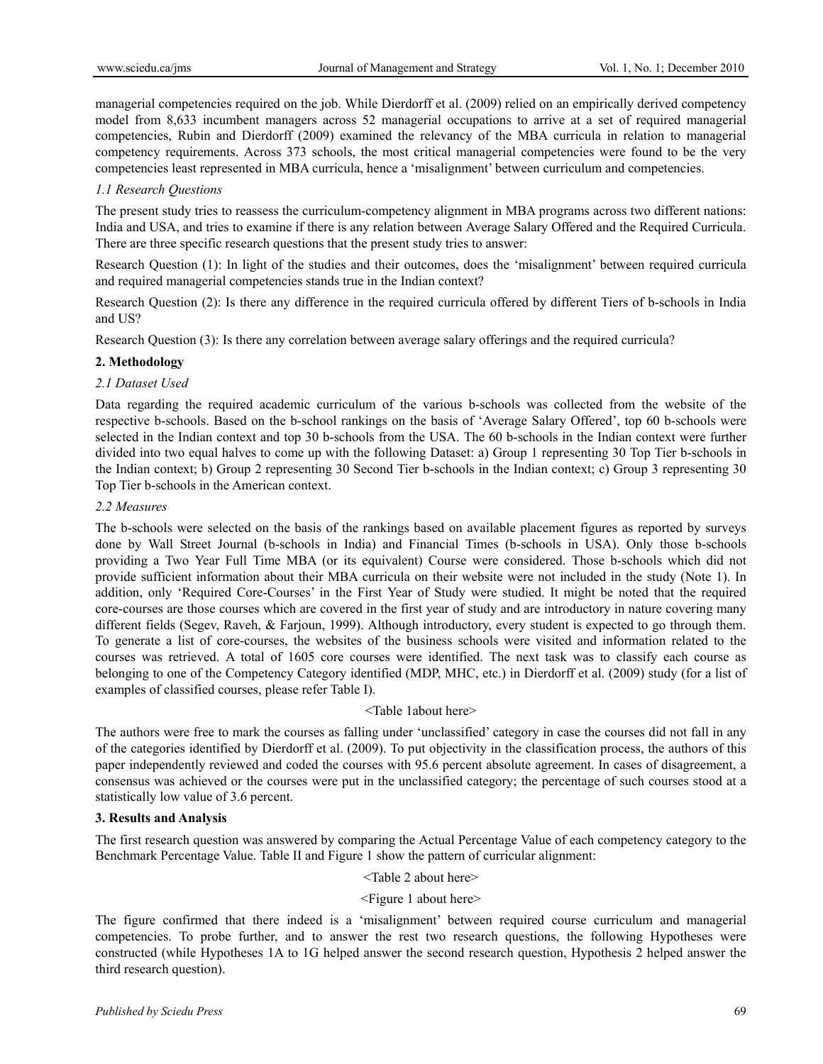managerial competencies required on the job. While Dierdorff et al. (2009) relied on an empirically derived competency model from 8,633 incumbent managers across 52 managerial occupations to arrive at a set of required managerial competencies, Rubin and Dierdorff (2009) examined the relevancy of the MBA curricula in relation to managerial competency requirements. Across 373 schools, the most critical managerial competencies were found to be the very competencies least represented in MBA curricula, hence a 'misalignment' between curriculum and competencies.

### *1.1 Research Questions*

The present study tries to reassess the curriculum-competency alignment in MBA programs across two different nations: India and USA, and tries to examine if there is any relation between Average Salary Offered and the Required Curricula. There are three specific research questions that the present study tries to answer:

Research Question (1): In light of the studies and their outcomes, does the 'misalignment' between required curricula and required managerial competencies stands true in the Indian context?

Research Question (2): Is there any difference in the required curricula offered by different Tiers of b-schools in India and US?

Research Question (3): Is there any correlation between average salary offerings and the required curricula?

## **2. Methodology**

### *2.1 Dataset Used*

Data regarding the required academic curriculum of the various b-schools was collected from the website of the respective b-schools. Based on the b-school rankings on the basis of 'Average Salary Offered', top 60 b-schools were selected in the Indian context and top 30 b-schools from the USA. The 60 b-schools in the Indian context were further divided into two equal halves to come up with the following Dataset: a) Group 1 representing 30 Top Tier b-schools in the Indian context; b) Group 2 representing 30 Second Tier b-schools in the Indian context; c) Group 3 representing 30 Top Tier b-schools in the American context.

### *2.2 Measures*

The b-schools were selected on the basis of the rankings based on available placement figures as reported by surveys done by Wall Street Journal (b-schools in India) and Financial Times (b-schools in USA). Only those b-schools providing a Two Year Full Time MBA (or its equivalent) Course were considered. Those b-schools which did not provide sufficient information about their MBA curricula on their website were not included in the study (Note 1). In addition, only 'Required Core-Courses' in the First Year of Study were studied. It might be noted that the required core-courses are those courses which are covered in the first year of study and are introductory in nature covering many different fields (Segev, Raveh, & Farjoun, 1999). Although introductory, every student is expected to go through them. To generate a list of core-courses, the websites of the business schools were visited and information related to the courses was retrieved. A total of 1605 core courses were identified. The next task was to classify each course as belonging to one of the Competency Category identified (MDP, MHC, etc.) in Dierdorff et al. (2009) study (for a list of examples of classified courses, please refer Table I).

<Table 1about here>

The authors were free to mark the courses as falling under 'unclassified' category in case the courses did not fall in any of the categories identified by Dierdorff et al. (2009). To put objectivity in the classification process, the authors of this paper independently reviewed and coded the courses with 95.6 percent absolute agreement. In cases of disagreement, a consensus was achieved or the courses were put in the unclassified category; the percentage of such courses stood at a statistically low value of 3.6 percent.

## **3. Results and Analysis**

The first research question was answered by comparing the Actual Percentage Value of each competency category to the Benchmark Percentage Value. Table II and Figure 1 show the pattern of curricular alignment:

<Table 2 about here>

<Figure 1 about here>

The figure confirmed that there indeed is a 'misalignment' between required course curriculum and managerial competencies. To probe further, and to answer the rest two research questions, the following Hypotheses were constructed (while Hypotheses 1A to 1G helped answer the second research question, Hypothesis 2 helped answer the third research question).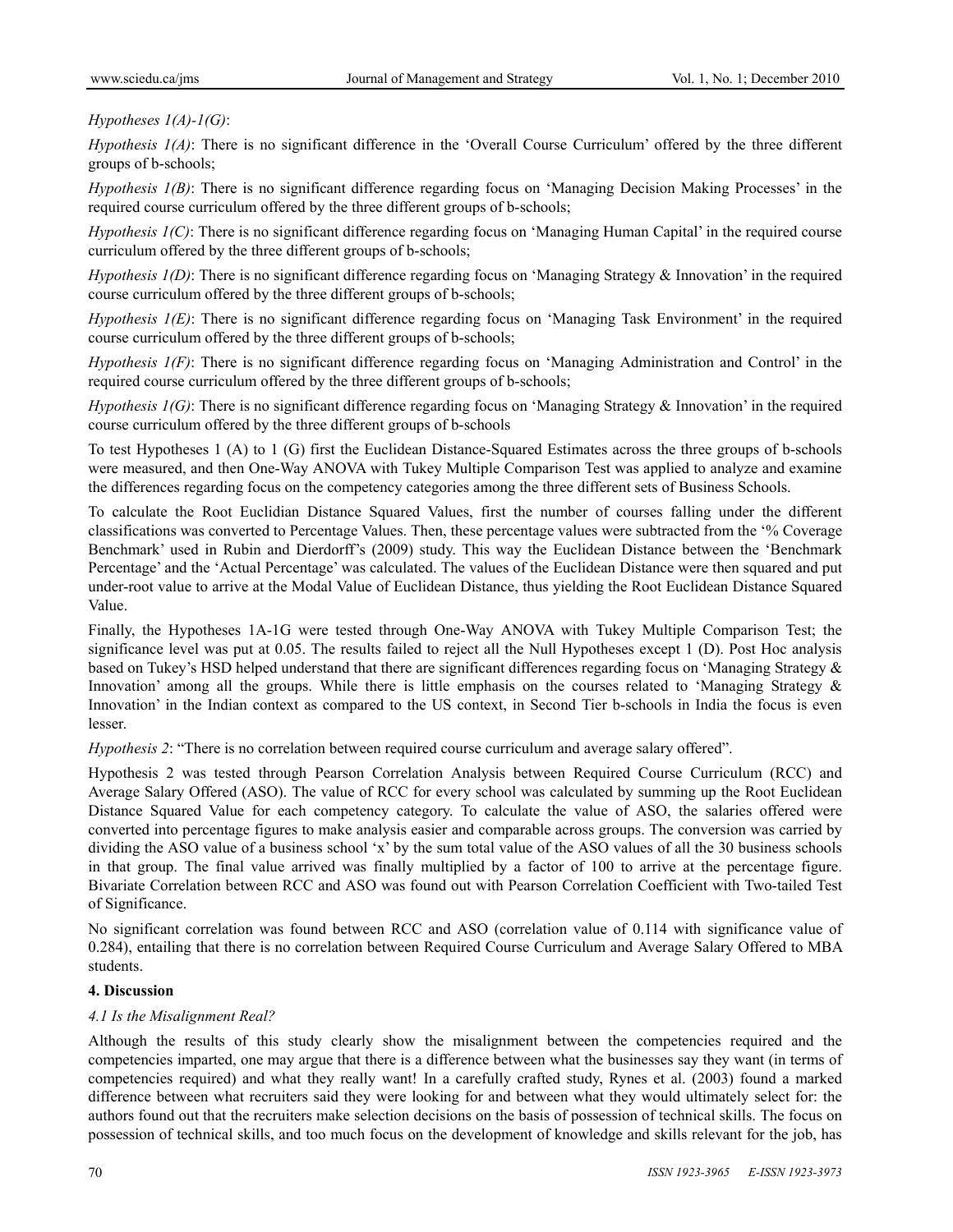*Hypotheses 1(A)-1(G)*:

*Hypothesis 1(A)*: There is no significant difference in the 'Overall Course Curriculum' offered by the three different groups of b-schools;

*Hypothesis 1(B)*: There is no significant difference regarding focus on 'Managing Decision Making Processes' in the required course curriculum offered by the three different groups of b-schools;

*Hypothesis 1(C)*: There is no significant difference regarding focus on 'Managing Human Capital' in the required course curriculum offered by the three different groups of b-schools;

*Hypothesis 1(D)*: There is no significant difference regarding focus on 'Managing Strategy & Innovation' in the required course curriculum offered by the three different groups of b-schools;

*Hypothesis 1(E)*: There is no significant difference regarding focus on 'Managing Task Environment' in the required course curriculum offered by the three different groups of b-schools;

*Hypothesis 1(F)*: There is no significant difference regarding focus on 'Managing Administration and Control' in the required course curriculum offered by the three different groups of b-schools;

*Hypothesis 1(G)*: There is no significant difference regarding focus on 'Managing Strategy & Innovation' in the required course curriculum offered by the three different groups of b-schools

To test Hypotheses 1 (A) to 1 (G) first the Euclidean Distance-Squared Estimates across the three groups of b-schools were measured, and then One-Way ANOVA with Tukey Multiple Comparison Test was applied to analyze and examine the differences regarding focus on the competency categories among the three different sets of Business Schools.

To calculate the Root Euclidian Distance Squared Values, first the number of courses falling under the different classifications was converted to Percentage Values. Then, these percentage values were subtracted from the '% Coverage Benchmark' used in Rubin and Dierdorff's (2009) study. This way the Euclidean Distance between the 'Benchmark Percentage' and the 'Actual Percentage' was calculated. The values of the Euclidean Distance were then squared and put under-root value to arrive at the Modal Value of Euclidean Distance, thus yielding the Root Euclidean Distance Squared Value.

Finally, the Hypotheses 1A-1G were tested through One-Way ANOVA with Tukey Multiple Comparison Test; the significance level was put at 0.05. The results failed to reject all the Null Hypotheses except 1 (D). Post Hoc analysis based on Tukey's HSD helped understand that there are significant differences regarding focus on 'Managing Strategy & Innovation' among all the groups. While there is little emphasis on the courses related to 'Managing Strategy & Innovation' in the Indian context as compared to the US context, in Second Tier b-schools in India the focus is even lesser.

*Hypothesis 2*: "There is no correlation between required course curriculum and average salary offered".

Hypothesis 2 was tested through Pearson Correlation Analysis between Required Course Curriculum (RCC) and Average Salary Offered (ASO). The value of RCC for every school was calculated by summing up the Root Euclidean Distance Squared Value for each competency category. To calculate the value of ASO, the salaries offered were converted into percentage figures to make analysis easier and comparable across groups. The conversion was carried by dividing the ASO value of a business school 'x' by the sum total value of the ASO values of all the 30 business schools in that group. The final value arrived was finally multiplied by a factor of 100 to arrive at the percentage figure. Bivariate Correlation between RCC and ASO was found out with Pearson Correlation Coefficient with Two-tailed Test of Significance.

No significant correlation was found between RCC and ASO (correlation value of 0.114 with significance value of 0.284), entailing that there is no correlation between Required Course Curriculum and Average Salary Offered to MBA students.

## 4. Discussion

### *4.1 Is the Misalignment Real?*

Although the results of this study clearly show the misalignment between the competencies required and the competencies imparted, one may argue that there is a difference between what the businesses say they want (in terms of competencies required) and what they really want! In a carefully crafted study, Rynes et al. (2003) found a marked difference between what recruiters said they were looking for and between what they would ultimately select for: the authors found out that the recruiters make selection decisions on the basis of possession of technical skills. The focus on possession of technical skills, and too much focus on the development of knowledge and skills relevant for the job, has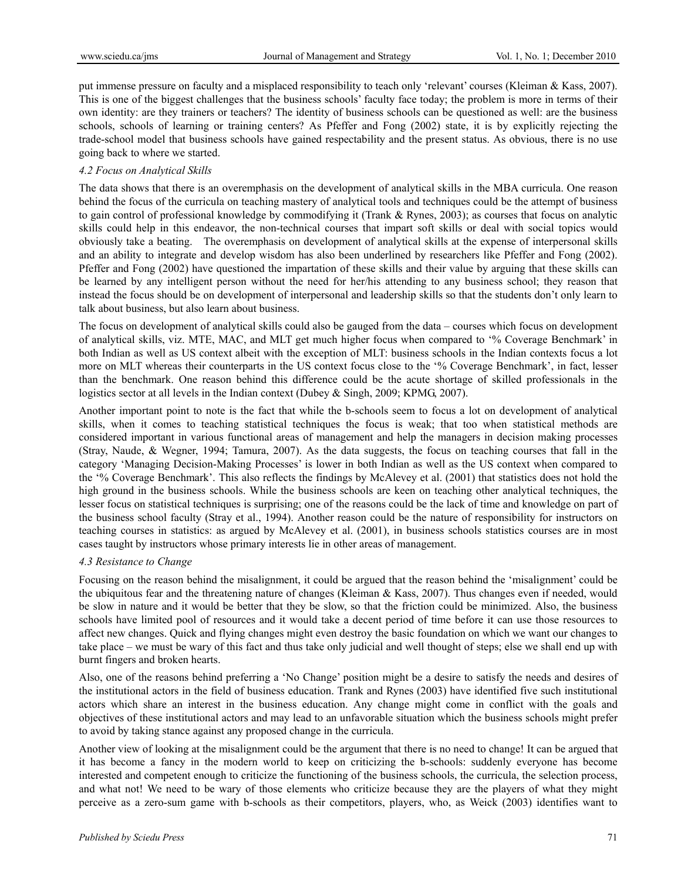put immense pressure on faculty and a misplaced responsibility to teach only 'relevant' courses (Kleiman & Kass, 2007). This is one of the biggest challenges that the business schools' faculty face today; the problem is more in terms of their own identity: are they trainers or teachers? The identity of business schools can be questioned as well: are the business schools, schools of learning or training centers? As Pfeffer and Fong (2002) state, it is by explicitly rejecting the trade-school model that business schools have gained respectability and the present status. As obvious, there is no use going back to where we started.

### *4.2 Focus on Analytical Skills*

The data shows that there is an overemphasis on the development of analytical skills in the MBA curricula. One reason behind the focus of the curricula on teaching mastery of analytical tools and techniques could be the attempt of business to gain control of professional knowledge by commodifying it (Trank & Rynes, 2003); as courses that focus on analytic skills could help in this endeavor, the non-technical courses that impart soft skills or deal with social topics would obviously take a beating. The overemphasis on development of analytical skills at the expense of interpersonal skills and an ability to integrate and develop wisdom has also been underlined by researchers like Pfeffer and Fong (2002). Pfeffer and Fong (2002) have questioned the impartation of these skills and their value by arguing that these skills can be learned by any intelligent person without the need for her/his attending to any business school; they reason that instead the focus should be on development of interpersonal and leadership skills so that the students don't only learn to talk about business, but also learn about business.

The focus on development of analytical skills could also be gauged from the data – courses which focus on development of analytical skills, viz. MTE, MAC, and MLT get much higher focus when compared to '% Coverage Benchmark' in both Indian as well as US context albeit with the exception of MLT: business schools in the Indian contexts focus a lot more on MLT whereas their counterparts in the US context focus close to the '% Coverage Benchmark', in fact, lesser than the benchmark. One reason behind this difference could be the acute shortage of skilled professionals in the logistics sector at all levels in the Indian context (Dubey & Singh, 2009; KPMG, 2007).

Another important point to note is the fact that while the b-schools seem to focus a lot on development of analytical skills, when it comes to teaching statistical techniques the focus is weak; that too when statistical methods are considered important in various functional areas of management and help the managers in decision making processes (Stray, Naude, & Wegner, 1994; Tamura, 2007). As the data suggests, the focus on teaching courses that fall in the category 'Managing Decision-Making Processes' is lower in both Indian as well as the US context when compared to the '% Coverage Benchmark'. This also reflects the findings by McAlevey et al. (2001) that statistics does not hold the high ground in the business schools. While the business schools are keen on teaching other analytical techniques, the lesser focus on statistical techniques is surprising; one of the reasons could be the lack of time and knowledge on part of the business school faculty (Stray et al., 1994). Another reason could be the nature of responsibility for instructors on teaching courses in statistics: as argued by McAlevey et al. (2001), in business schools statistics courses are in most cases taught by instructors whose primary interests lie in other areas of management.

### *4.3 Resistance to Change*

Focusing on the reason behind the misalignment, it could be argued that the reason behind the 'misalignment' could be the ubiquitous fear and the threatening nature of changes (Kleiman & Kass, 2007). Thus changes even if needed, would be slow in nature and it would be better that they be slow, so that the friction could be minimized. Also, the business schools have limited pool of resources and it would take a decent period of time before it can use those resources to affect new changes. Quick and flying changes might even destroy the basic foundation on which we want our changes to take place – we must be wary of this fact and thus take only judicial and well thought of steps; else we shall end up with burnt fingers and broken hearts.

Also, one of the reasons behind preferring a 'No Change' position might be a desire to satisfy the needs and desires of the institutional actors in the field of business education. Trank and Rynes (2003) have identified five such institutional actors which share an interest in the business education. Any change might come in conflict with the goals and objectives of these institutional actors and may lead to an unfavorable situation which the business schools might prefer to avoid by taking stance against any proposed change in the curricula.

Another view of looking at the misalignment could be the argument that there is no need to change! It can be argued that it has become a fancy in the modern world to keep on criticizing the b-schools: suddenly everyone has become interested and competent enough to criticize the functioning of the business schools, the curricula, the selection process, and what not! We need to be wary of those elements who criticize because they are the players of what they might perceive as a zero-sum game with b-schools as their competitors, players, who, as Weick (2003) identifies want to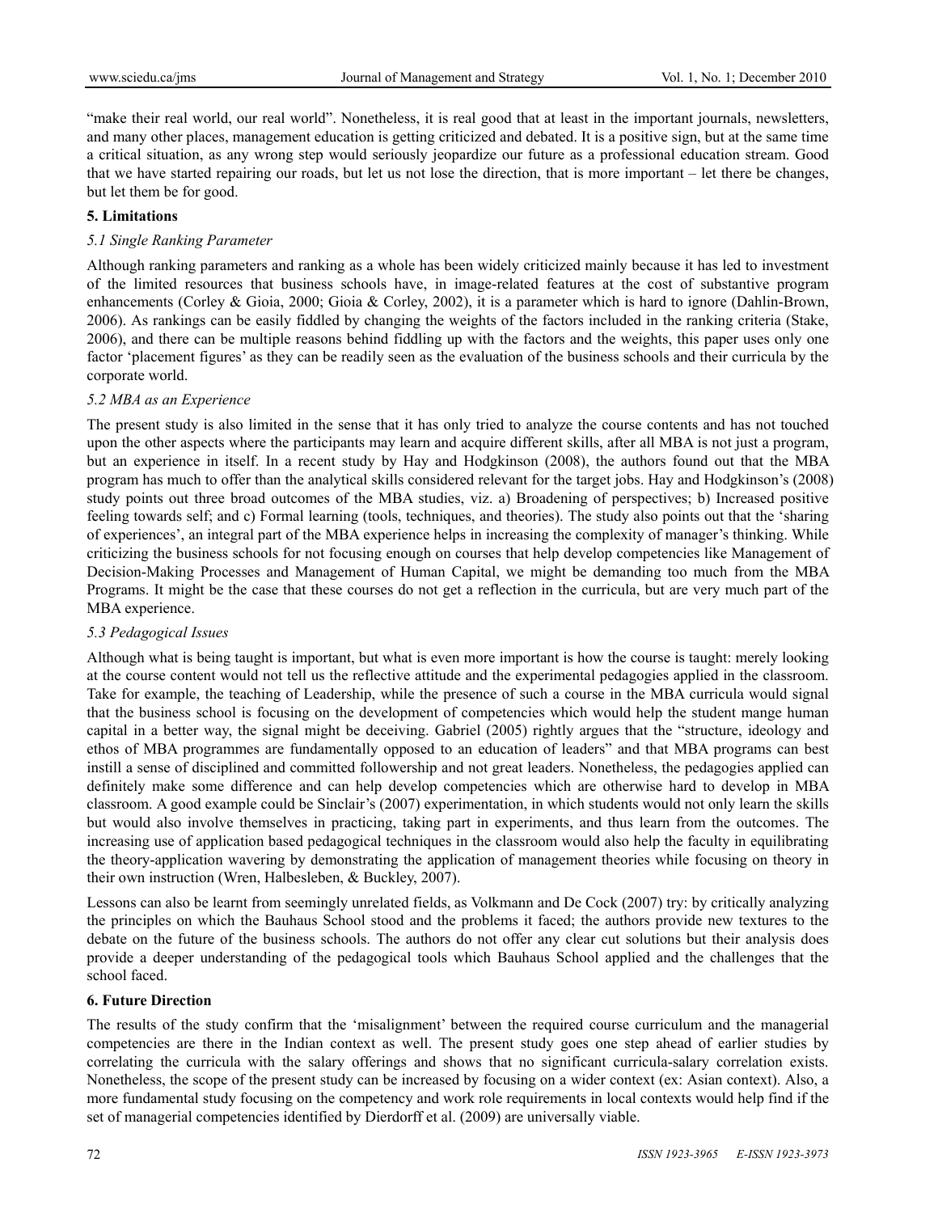"make their real world, our real world". Nonetheless, it is real good that at least in the important journals, newsletters, and many other places, management education is getting criticized and debated. It is a positive sign, but at the same time a critical situation, as any wrong step would seriously jeopardize our future as a professional education stream. Good that we have started repairing our roads, but let us not lose the direction, that is more important – let there be changes, but let them be for good.

## 5. Limitations

### *5.1 Single Ranking Parameter*

Although ranking parameters and ranking as a whole has been widely criticized mainly because it has led to investment of the limited resources that business schools have, in image-related features at the cost of substantive program enhancements (Corley & Gioia, 2000; Gioia & Corley, 2002), it is a parameter which is hard to ignore (Dahlin-Brown, 2006). As rankings can be easily fiddled by changing the weights of the factors included in the ranking criteria (Stake, 2006), and there can be multiple reasons behind fiddling up with the factors and the weights, this paper uses only one factor 'placement figures' as they can be readily seen as the evaluation of the business schools and their curricula by the corporate world.

### *5.2 MBA as an Experience*

The present study is also limited in the sense that it has only tried to analyze the course contents and has not touched upon the other aspects where the participants may learn and acquire different skills, after all MBA is not just a program, but an experience in itself. In a recent study by Hay and Hodgkinson (2008), the authors found out that the MBA program has much to offer than the analytical skills considered relevant for the target jobs. Hay and Hodgkinson's (2008) study points out three broad outcomes of the MBA studies, viz. a) Broadening of perspectives; b) Increased positive feeling towards self; and c) Formal learning (tools, techniques, and theories). The study also points out that the 'sharing of experiences', an integral part of the MBA experience helps in increasing the complexity of manager's thinking. While criticizing the business schools for not focusing enough on courses that help develop competencies like Management of Decision-Making Processes and Management of Human Capital, we might be demanding too much from the MBA Programs. It might be the case that these courses do not get a reflection in the curricula, but are very much part of the MBA experience.

### *5.3 Pedagogical Issues*

Although what is being taught is important, but what is even more important is how the course is taught: merely looking at the course content would not tell us the reflective attitude and the experimental pedagogies applied in the classroom. Take for example, the teaching of Leadership, while the presence of such a course in the MBA curricula would signal that the business school is focusing on the development of competencies which would help the student mange human capital in a better way, the signal might be deceiving. Gabriel (2005) rightly argues that the "structure, ideology and ethos of MBA programmes are fundamentally opposed to an education of leaders" and that MBA programs can best instill a sense of disciplined and committed followership and not great leaders. Nonetheless, the pedagogies applied can definitely make some difference and can help develop competencies which are otherwise hard to develop in MBA classroom. A good example could be Sinclair's (2007) experimentation, in which students would not only learn the skills but would also involve themselves in practicing, taking part in experiments, and thus learn from the outcomes. The increasing use of application based pedagogical techniques in the classroom would also help the faculty in equilibrating the theory-application wavering by demonstrating the application of management theories while focusing on theory in their own instruction (Wren, Halbesleben, & Buckley, 2007).

Lessons can also be learnt from seemingly unrelated fields, as Volkmann and De Cock (2007) try: by critically analyzing the principles on which the Bauhaus School stood and the problems it faced; the authors provide new textures to the debate on the future of the business schools. The authors do not offer any clear cut solutions but their analysis does provide a deeper understanding of the pedagogical tools which Bauhaus School applied and the challenges that the school faced.

## 6. Future Direction

The results of the study confirm that the 'misalignment' between the required course curriculum and the managerial competencies are there in the Indian context as well. The present study goes one step ahead of earlier studies by correlating the curricula with the salary offerings and shows that no significant curricula-salary correlation exists. Nonetheless, the scope of the present study can be increased by focusing on a wider context (ex: Asian context). Also, a more fundamental study focusing on the competency and work role requirements in local contexts would help find if the set of managerial competencies identified by Dierdorff et al. (2009) are universally viable.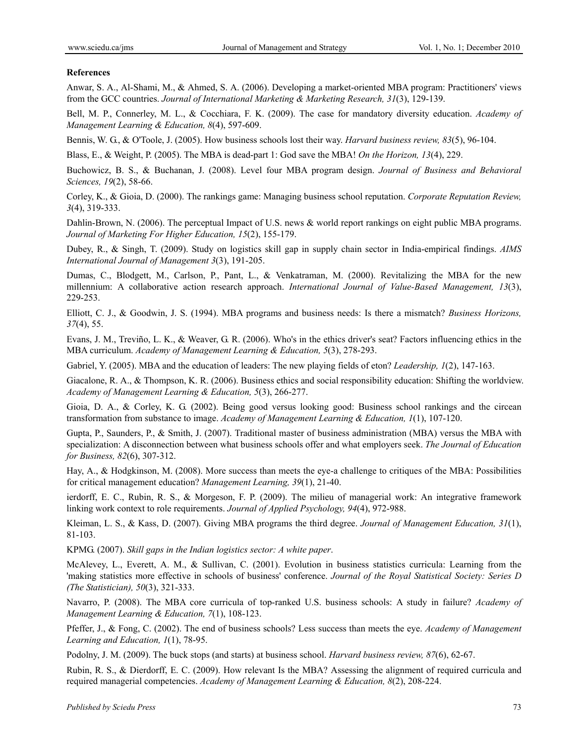**References**

Anwar, S. A., Al-Shami, M., & Ahmed, S. A. (2006). Developing a market-oriented MBA program: Practitioners' views from the GCC countries. *Journal of International Marketing & Marketing Research, 31*(3), 129-139.

Bell, M. P., Connerley, M. L., & Cocchiara, F. K. (2009). The case for mandatory diversity education. *Academy of Management Learning & Education, 8*(4), 597-609.

Bennis, W. G., & O'Toole, J. (2005). How business schools lost their way. *Harvard business review, 83*(5), 96-104.

Blass, E., & Weight, P. (2005). The MBA is dead-part 1: God save the MBA! *On the Horizon, 13*(4), 229.

Buchowicz, B. S., & Buchanan, J. (2008). Level four MBA program design. *Journal of Business and Behavioral Sciences, 19*(2), 58-66.

Corley, K., & Gioia, D. (2000). The rankings game: Managing business school reputation. *Corporate Reputation Review, 3*(4), 319-333.

Dahlin-Brown, N. (2006). The perceptual Impact of U.S. news & world report rankings on eight public MBA programs. *Journal of Marketing For Higher Education, 15*(2), 155-179.

Dubey, R., & Singh, T. (2009). Study on logistics skill gap in supply chain sector in India-empirical findings. *AIMS International Journal of Management 3*(3), 191-205.

Dumas, C., Blodgett, M., Carlson, P., Pant, L., & Venkatraman, M. (2000). Revitalizing the MBA for the new millennium: A collaborative action research approach. *International Journal of Value-Based Management, 13*(3), 229-253.

Elliott, C. J., & Goodwin, J. S. (1994). MBA programs and business needs: Is there a mismatch? *Business Horizons, 37*(4), 55.

Evans, J. M., Treviño, L. K., & Weaver, G. R. (2006). Who's in the ethics driver's seat? Factors influencing ethics in the MBA curriculum. *Academy of Management Learning & Education, 5*(3), 278-293.

Gabriel, Y. (2005). MBA and the education of leaders: The new playing fields of eton? *Leadership, 1*(2), 147-163.

Giacalone, R. A., & Thompson, K. R. (2006). Business ethics and social responsibility education: Shifting the worldview. *Academy of Management Learning & Education, 5*(3), 266-277.

Gioia, D. A., & Corley, K. G. (2002). Being good versus looking good: Business school rankings and the circean transformation from substance to image. *Academy of Management Learning & Education, 1*(1), 107-120.

Gupta, P., Saunders, P., & Smith, J. (2007). Traditional master of business administration (MBA) versus the MBA with specialization: A disconnection between what business schools offer and what employers seek. *The Journal of Education for Business, 82*(6), 307-312.

Hay, A., & Hodgkinson, M. (2008). More success than meets the eye-a challenge to critiques of the MBA: Possibilities for critical management education? *Management Learning, 39*(1), 21-40.

ierdorff, E. C., Rubin, R. S., & Morgeson, F. P. (2009). The milieu of managerial work: An integrative framework linking work context to role requirements. *Journal of Applied Psychology, 94*(4), 972-988.

Kleiman, L. S., & Kass, D. (2007). Giving MBA programs the third degree. *Journal of Management Education, 31*(1), 81-103.

KPMG. (2007). *Skill gaps in the Indian logistics sector: A white paper*.

McAlevey, L., Everett, A. M., & Sullivan, C. (2001). Evolution in business statistics curricula: Learning from the 'making statistics more effective in schools of business' conference. *Journal of the Royal Statistical Society: Series D (The Statistician), 50*(3), 321-333.

Navarro, P. (2008). The MBA core curricula of top-ranked U.S. business schools: A study in failure? *Academy of Management Learning & Education, 7*(1), 108-123.

Pfeffer, J., & Fong, C. (2002). The end of business schools? Less success than meets the eye. *Academy of Management Learning and Education, 1*(1), 78-95.

Podolny, J. M. (2009). The buck stops (and starts) at business school. *Harvard business review, 87*(6), 62-67.

Rubin, R. S., & Dierdorff, E. C. (2009). How relevant Is the MBA? Assessing the alignment of required curricula and required managerial competencies. *Academy of Management Learning & Education, 8*(2), 208-224.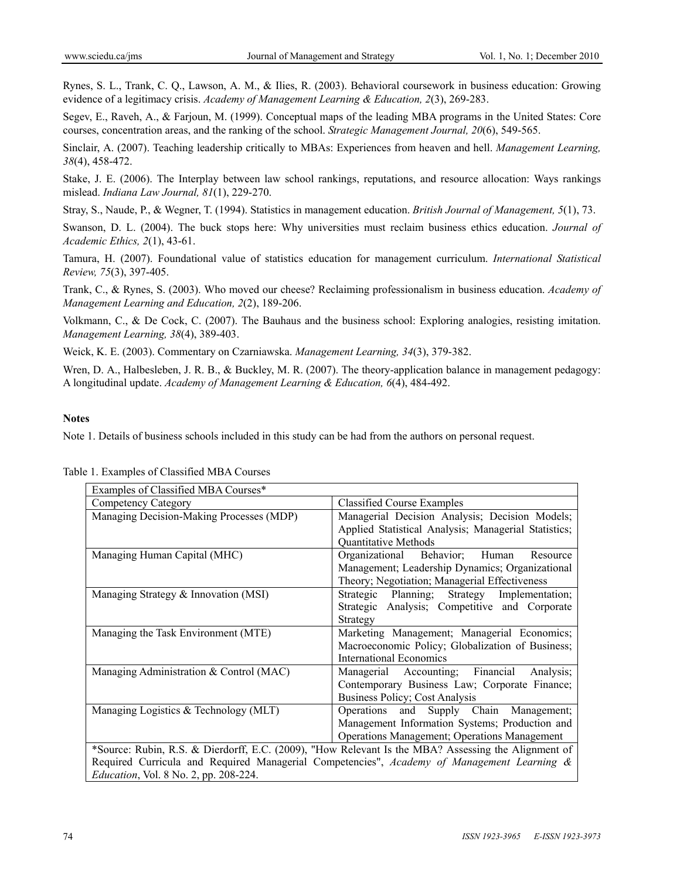Rynes, S. L., Trank, C. Q., Lawson, A. M., & Ilies, R. (2003). Behavioral coursework in business education: Growing evidence of a legitimacy crisis. *Academy of Management Learning & Education, 2*(3), 269-283.

Segev, E., Raveh, A., & Farjoun, M. (1999). Conceptual maps of the leading MBA programs in the United States: Core courses, concentration areas, and the ranking of the school. *Strategic Management Journal, 20*(6), 549-565.

Sinclair, A. (2007). Teaching leadership critically to MBAs: Experiences from heaven and hell. *Management Learning, 38*(4), 458-472.

Stake, J. E. (2006). The Interplay between law school rankings, reputations, and resource allocation: Ways rankings mislead. *Indiana Law Journal, 81*(1), 229-270.

Stray, S., Naude, P., & Wegner, T. (1994). Statistics in management education. *British Journal of Management, 5*(1), 73.

Swanson, D. L. (2004). The buck stops here: Why universities must reclaim business ethics education. *Journal of Academic Ethics, 2*(1), 43-61.

Tamura, H. (2007). Foundational value of statistics education for management curriculum. *International Statistical Review, 75*(3), 397-405.

Trank, C., & Rynes, S. (2003). Who moved our cheese? Reclaiming professionalism in business education. *Academy of Management Learning and Education, 2*(2), 189-206.

Volkmann, C., & De Cock, C. (2007). The Bauhaus and the business school: Exploring analogies, resisting imitation. *Management Learning, 38*(4), 389-403.

Weick, K. E. (2003). Commentary on Czarniawska. *Management Learning, 34*(3), 379-382.

Wren, D. A., Halbesleben, J. R. B., & Buckley, M. R. (2007). The theory-application balance in management pedagogy: A longitudinal update. *Academy of Management Learning & Education, 6*(4), 484-492.

**Notes**

Note 1. Details of business schools included in this study can be had from the authors on personal request.

Table 1. Examples of Classified MBA Courses

| Examples of Classified MBA Courses* | |
|---|---|
| Competency Category | Classified Course Examples |
| Managing Decision-Making Processes (MDP) | Managerial Decision Analysis; Decision Models; Applied Statistical Analysis; Managerial Statistics; Quantitative Methods |
| Managing Human Capital (MHC) | Organizational Behavior; Human Resource Management; Leadership Dynamics; Organizational Theory; Negotiation; Managerial Effectiveness |
| Managing Strategy & Innovation (MSI) | Strategic Planning; Strategy Implementation; Strategic Analysis; Competitive and Corporate Strategy |
| Managing the Task Environment (MTE) | Marketing Management; Managerial Economics; Macroeconomic Policy; Globalization of Business; International Economics |
| Managing Administration & Control (MAC) | Managerial Accounting; Financial Analysis; Contemporary Business Law; Corporate Finance; Business Policy; Cost Analysis |
| Managing Logistics & Technology (MLT) | Operations and Supply Chain Management; Management Information Systems; Production and Operations Management; Operations Management |
| *Source: Rubin, R.S. & Dierdorff, E.C. (2009), "How Relevant Is the MBA? Assessing the Alignment of Required Curricula and Required Managerial Competencies", *Academy of Management Learning & Education*, Vol. 8 No. 2, pp. 208-224. | |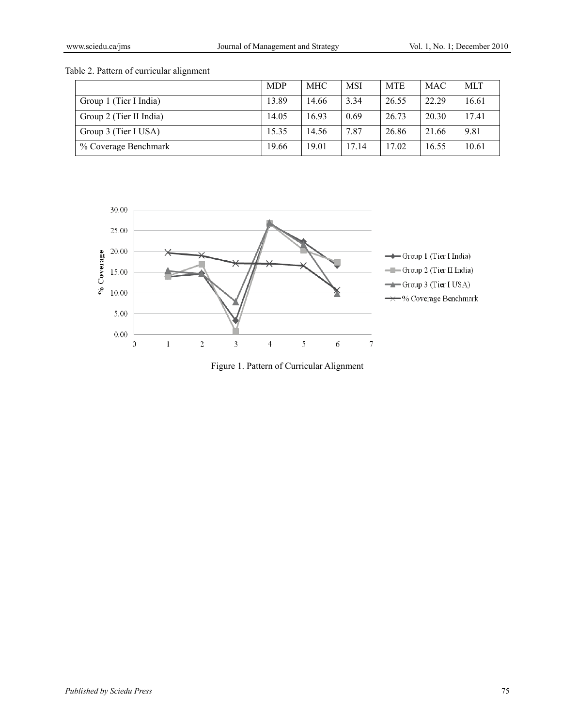Table 2. Pattern of curricular alignment

| | MDP | MHC | MSI | MTE | MAC | MLT |
|---|---|---|---|---|---|---|
| Group 1 (Tier I India) | 13.89 | 14.66 | 3.34 | 26.55 | 22.29 | 16.61 |
| Group 2 (Tier II India) | 14.05 | 16.93 | 0.69 | 26.73 | 20.30 | 17.41 |
| Group 3 (Tier I USA) | 15.35 | 14.56 | 7.87 | 26.86 | 21.66 | 9.81 |
| % Coverage Benchmark | 19.66 | 19.01 | 17.14 | 17.02 | 16.55 | 10.61 |

30.00
25.00
20.00
15.00
10.00
5.00
0.00

% Coverage

0 1 2 3 4 5 6 7

Group 1 (Tier I India)
Group 2 (Tier II India)
Group 3 (Tier I USA)
% Coverage Benchmark

Figure 1. Pattern of Curricular Alignment